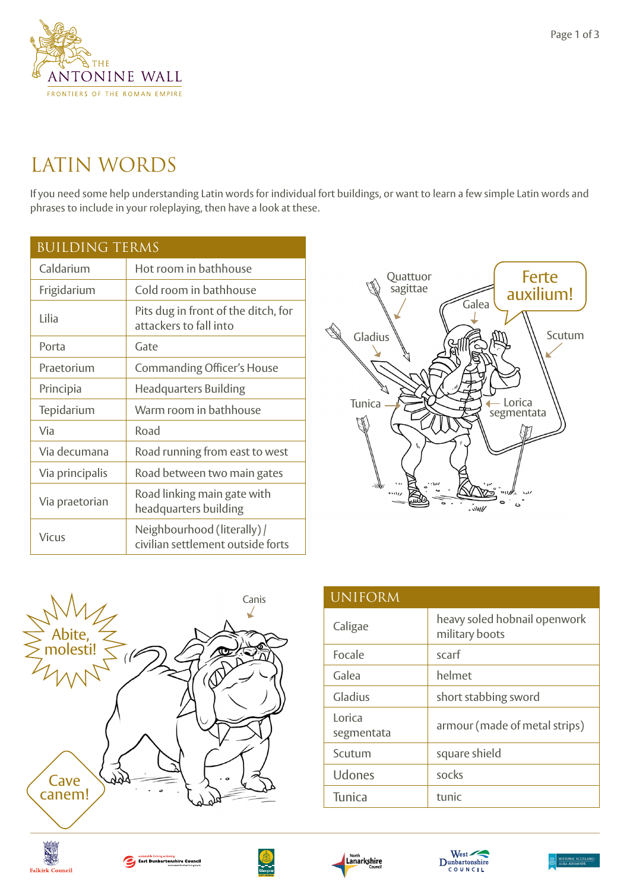# LATIN WORDS

If you need some help understanding Latin words for individual fort buildings, or want to learn a few simple Latin words and phrases to include in your roleplaying, then have a look at these.

| BUILDING TERMS | |
|---|---|
| Caldarium | Hot room in bathhouse |
| Frigidarium | Cold room in bathhouse |
| Lilia | Pits dug in front of the ditch, for attackers to fall into |
| Porta | Gate |
| Praetorium | Commanding Officer's House |
| Principia | Headquarters Building |
| Tepidarium | Warm room in bathhouse |
| Via | Road |
| Via decumana | Road running from east to west |
| Via principalis | Road between two main gates |
| Via praetorian | Road linking main gate with headquarters building |
| Vicus | Neighbourhood (literally) / civilian settlement outside forts |

| UNIFORM | |
|---|---|
| Caligae | heavy soled hobnail openwork military boots |
| Focale | scarf |
| Galea | helmet |
| Gladius | short stabbing sword |
| Lorica segmentata | armour (made of metal strips) |
| Scutum | square shield |
| Udones | socks |
| Tunica | tunic |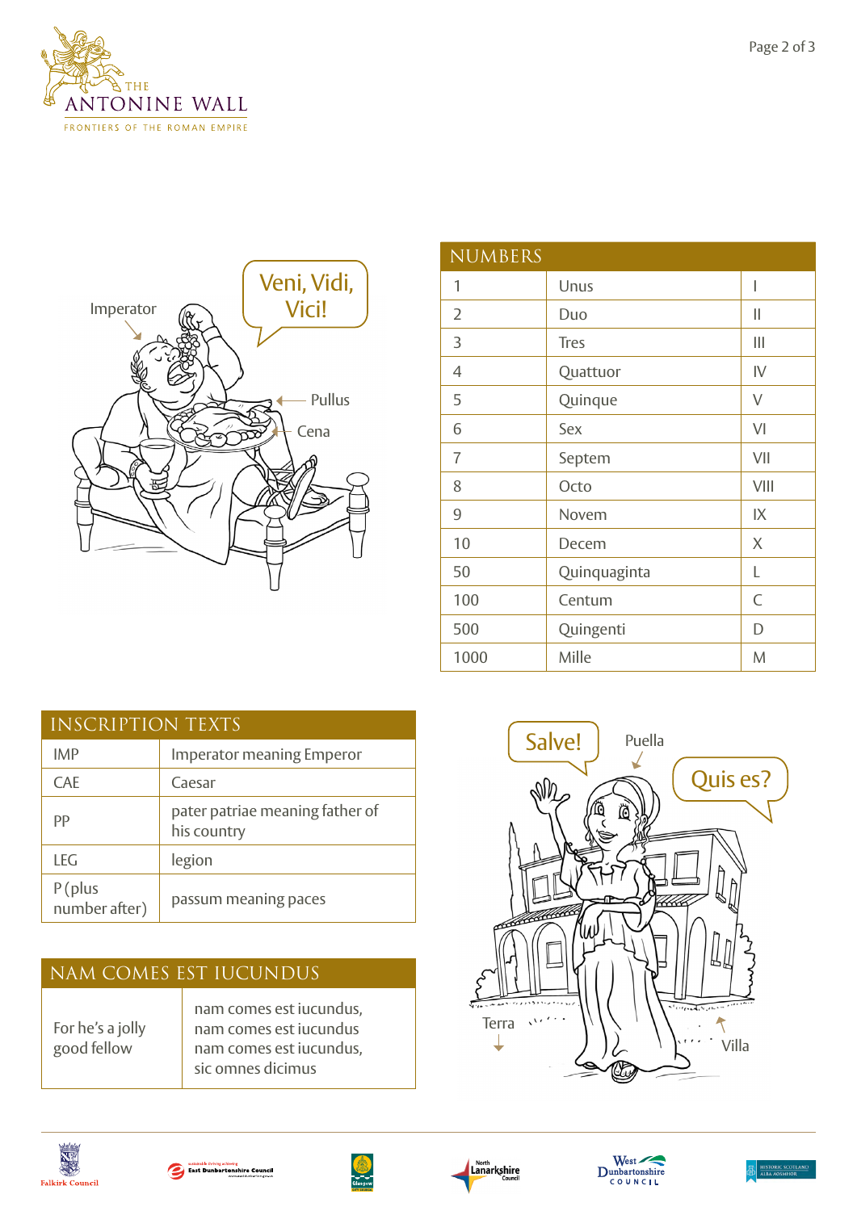Imperator

Veni, Vidi, Vici!

Pullus

Cena

| NUMBERS | | |
|---|---|---|
| 1 | Unus | I |
| 2 | Duo | II |
| 3 | Tres | III |
| 4 | Quattuor | IV |
| 5 | Quinque | V |
| 6 | Sex | VI |
| 7 | Septem | VII |
| 8 | Octo | VIII |
| 9 | Novem | IX |
| 10 | Decem | X |
| 50 | Quinquaginta | L |
| 100 | Centum | C |
| 500 | Quingenti | D |
| 1000 | Mille | M |

| INSCRIPTION TEXTS | |
|---|---|
| IMP | Imperator meaning Emperor |
| CAE | Caesar |
| PP | pater patriae meaning father of his country |
| LEG | legion |
| P (plus number after) | passum meaning paces |

| NAM COMES EST IUCUNDUS | |
|---|---|
| For he's a jolly good fellow | nam comes est iucundus, nam comes est iucundus nam comes est iucundus, sic omnes dicimus |

Salve!

Puella

Quis es?

Terra

Villa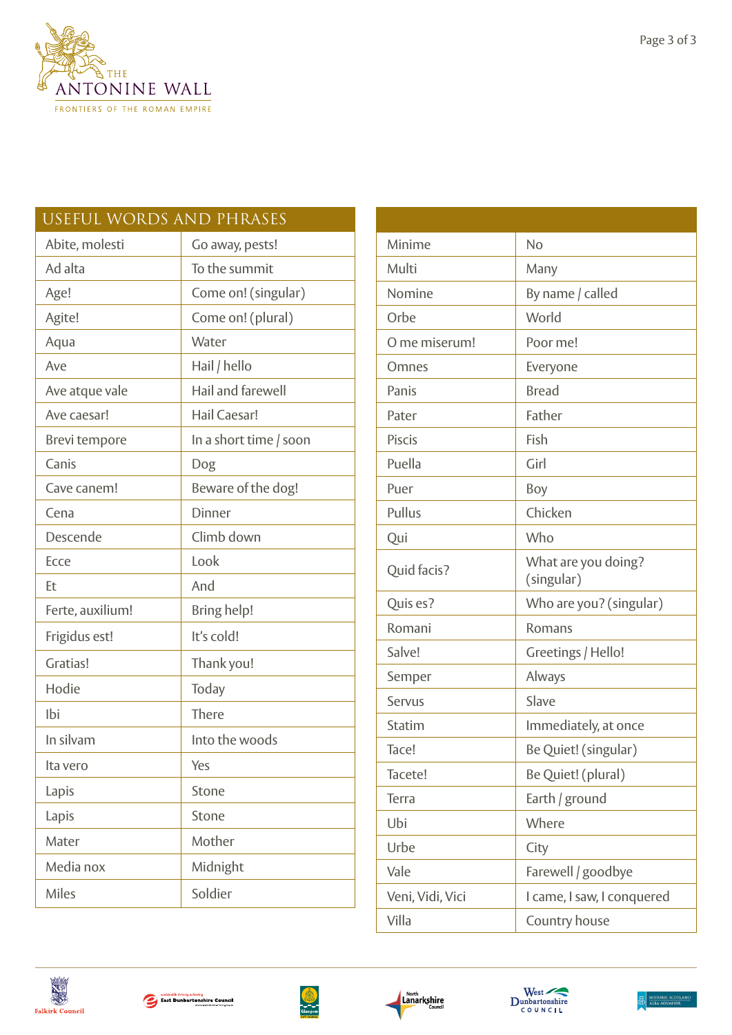| USEFUL WORDS AND PHRASES | |
|---|---|
| Abite, molesti | Go away, pests! |
| Ad alta | To the summit |
| Age! | Come on! (singular) |
| Agite! | Come on! (plural) |
| Aqua | Water |
| Ave | Hail / hello |
| Ave atque vale | Hail and farewell |
| Ave caesar! | Hail Caesar! |
| Brevi tempore | In a short time / soon |
| Canis | Dog |
| Cave canem! | Beware of the dog! |
| Cena | Dinner |
| Descende | Climb down |
| Ecce | Look |
| Et | And |
| Ferte, auxilium! | Bring help! |
| Frigidus est! | It's cold! |
| Gratias! | Thank you! |
| Hodie | Today |
| Ibi | There |
| In silvam | Into the woods |
| Ita vero | Yes |
| Lapis | Stone |
| Lapis | Stone |
| Mater | Mother |
| Media nox | Midnight |
| Miles | Soldier |

| | |
|---|---|
| Minime | No |
| Multi | Many |
| Nomine | By name / called |
| Orbe | World |
| O me miserum! | Poor me! |
| Omnes | Everyone |
| Panis | Bread |
| Pater | Father |
| Piscis | Fish |
| Puella | Girl |
| Puer | Boy |
| Pullus | Chicken |
| Qui | Who |
| Quid facis? | What are you doing? (singular) |
| Quis es? | Who are you? (singular) |
| Romani | Romans |
| Salve! | Greetings / Hello! |
| Semper | Always |
| Servus | Slave |
| Statim | Immediately, at once |
| Tace! | Be Quiet! (singular) |
| Tacete! | Be Quiet! (plural) |
| Terra | Earth / ground |
| Ubi | Where |
| Urbe | City |
| Vale | Farewell / goodbye |
| Veni, Vidi, Vici | I came, I saw, I conquered |
| Villa | Country house |